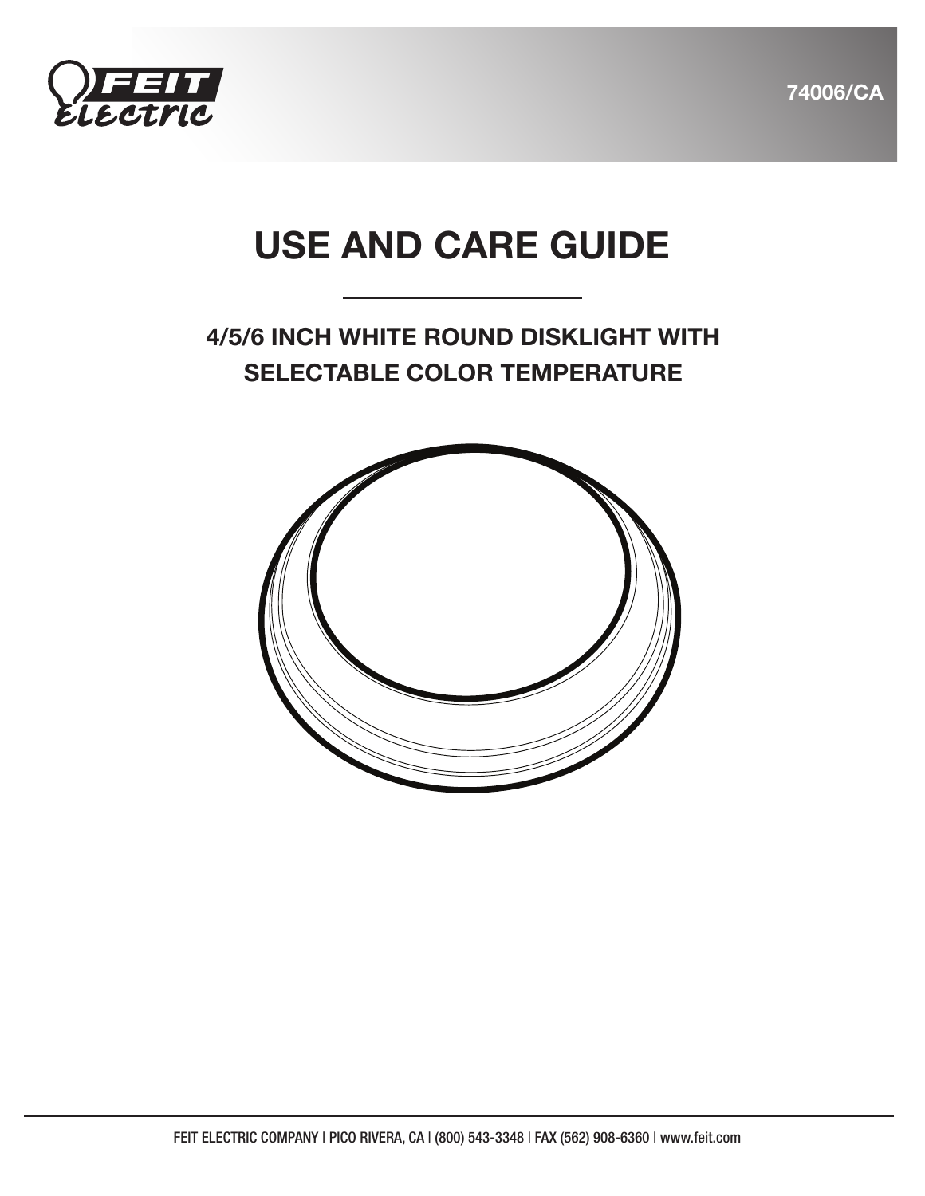FEIT Electric

74006/CA

# USE AND CARE GUIDE

## 4/5/6 INCH WHITE ROUND DISKLIGHT WITH SELECTABLE COLOR TEMPERATURE

FEIT ELECTRIC COMPANY | PICO RIVERA, CA | (800) 543-3348 | FAX (562) 908-6360 | www.feit.com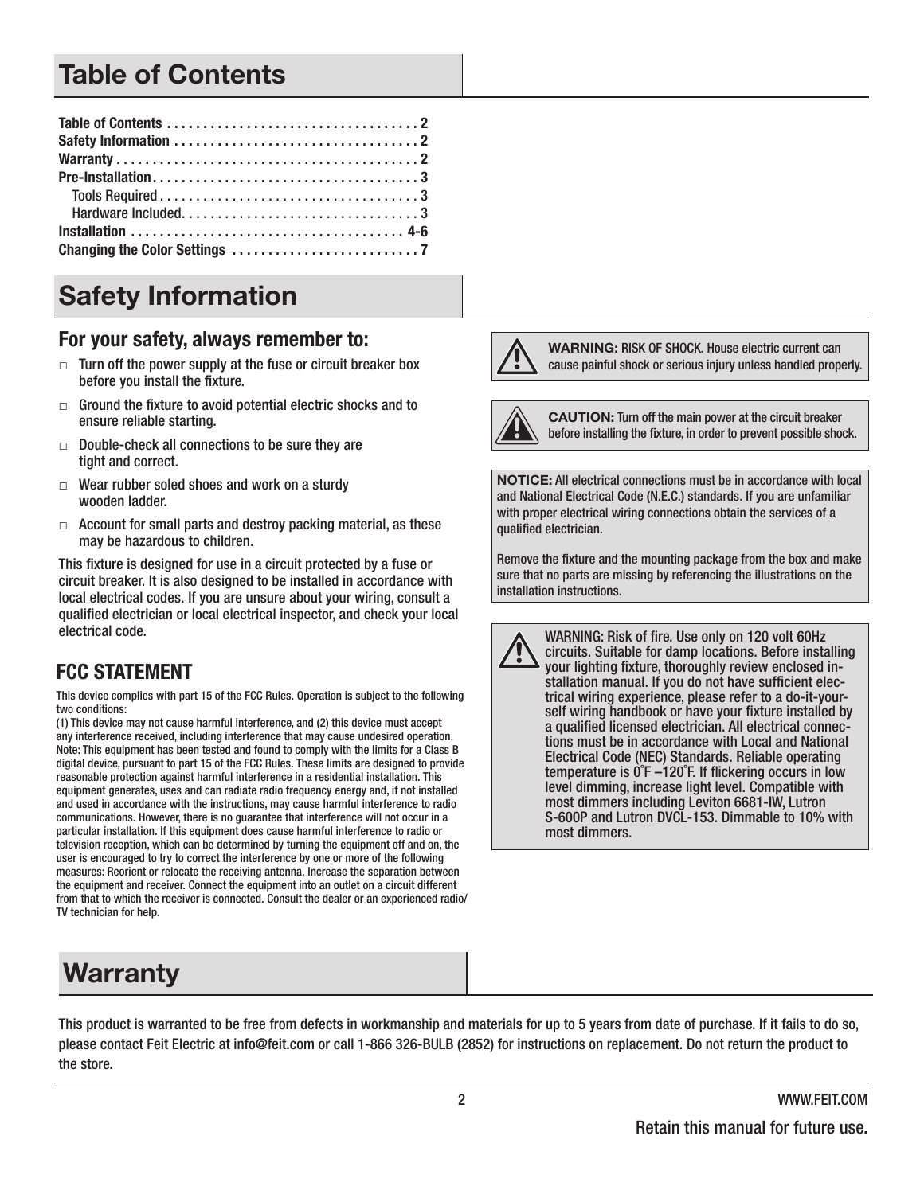# Table of Contents

Table of Contents . . . . . . . . . . . . . . . . . . . . . . . . . . . . . . . . . . . 2
Safety Information . . . . . . . . . . . . . . . . . . . . . . . . . . . . . . . . . 2
Warranty . . . . . . . . . . . . . . . . . . . . . . . . . . . . . . . . . . . . . . . . . 2
Pre-Installation . . . . . . . . . . . . . . . . . . . . . . . . . . . . . . . . . . . . 3
  Tools Required . . . . . . . . . . . . . . . . . . . . . . . . . . . . . . . . . . . 3
  Hardware Included. . . . . . . . . . . . . . . . . . . . . . . . . . . . . . . . 3
Installation . . . . . . . . . . . . . . . . . . . . . . . . . . . . . . . . . . . . . 4-6
Changing the Color Settings . . . . . . . . . . . . . . . . . . . . . . . . . 7

# Safety Information

## For your safety, always remember to:

- Turn off the power supply at the fuse or circuit breaker box before you install the fixture.
- Ground the fixture to avoid potential electric shocks and to ensure reliable starting.
- Double-check all connections to be sure they are tight and correct.
- Wear rubber soled shoes and work on a sturdy wooden ladder.
- Account for small parts and destroy packing material, as these may be hazardous to children.

This fixture is designed for use in a circuit protected by a fuse or circuit breaker. It is also designed to be installed in accordance with local electrical codes. If you are unsure about your wiring, consult a qualified electrician or local electrical inspector, and check your local electrical code.

## FCC STATEMENT

This device complies with part 15 of the FCC Rules. Operation is subject to the following two conditions:
(1) This device may not cause harmful interference, and (2) this device must accept any interference received, including interference that may cause undesired operation. Note: This equipment has been tested and found to comply with the limits for a Class B digital device, pursuant to part 15 of the FCC Rules. These limits are designed to provide reasonable protection against harmful interference in a residential installation. This equipment generates, uses and can radiate radio frequency energy and, if not installed and used in accordance with the instructions, may cause harmful interference to radio communications. However, there is no guarantee that interference will not occur in a particular installation. If this equipment does cause harmful interference to radio or television reception, which can be determined by turning the equipment off and on, the user is encouraged to try to correct the interference by one or more of the following measures: Reorient or relocate the receiving antenna. Increase the separation between the equipment and receiver. Connect the equipment into an outlet on a circuit different from that to which the receiver is connected. Consult the dealer or an experienced radio/TV technician for help.

**WARNING:** RISK OF SHOCK. House electric current can cause painful shock or serious injury unless handled properly.

**CAUTION:** Turn off the main power at the circuit breaker before installing the fixture, in order to prevent possible shock.

**NOTICE:** All electrical connections must be in accordance with local and National Electrical Code (N.E.C.) standards. If you are unfamiliar with proper electrical wiring connections obtain the services of a qualified electrician.

Remove the fixture and the mounting package from the box and make sure that no parts are missing by referencing the illustrations on the installation instructions.

WARNING: Risk of fire. Use only on 120 volt 60Hz circuits. Suitable for damp locations. Before installing your lighting fixture, thoroughly review enclosed installation manual. If you do not have sufficient electrical wiring experience, please refer to a do-it-yourself wiring handbook or have your fixture installed by a qualified licensed electrician. All electrical connections must be in accordance with Local and National Electrical Code (NEC) Standards. Reliable operating temperature is 0˚F –120˚F. If flickering occurs in low level dimming, increase light level. Compatible with most dimmers including Leviton 6681-IW, Lutron S-600P and Lutron DVCL-153. Dimmable to 10% with most dimmers.

# Warranty

This product is warranted to be free from defects in workmanship and materials for up to 5 years from date of purchase. If it fails to do so, please contact Feit Electric at info@feit.com or call 1-866 326-BULB (2852) for instructions on replacement. Do not return the product to the store.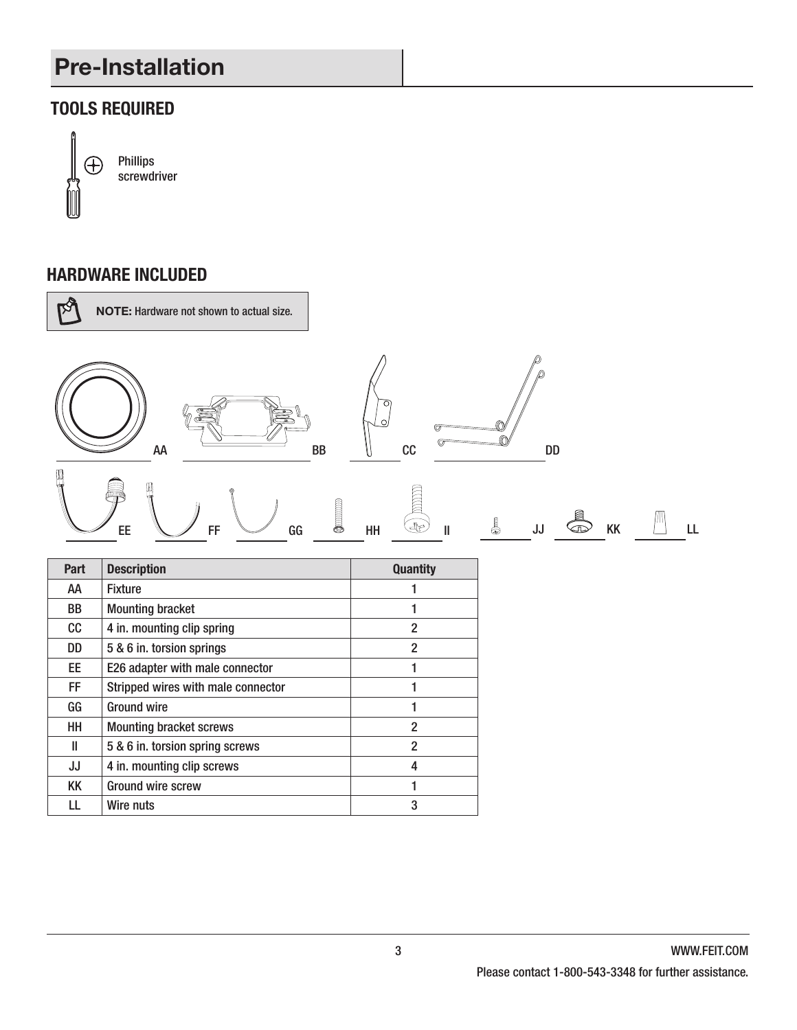# Pre-Installation

## TOOLS REQUIRED

Phillips screwdriver

## HARDWARE INCLUDED

**NOTE:** Hardware not shown to actual size.

AA BB CC DD

EE FF GG HH II JJ KK LL

| Part | Description | Quantity |
| --- | --- | --- |
| AA | Fixture | 1 |
| BB | Mounting bracket | 1 |
| CC | 4 in. mounting clip spring | 2 |
| DD | 5 & 6 in. torsion springs | 2 |
| EE | E26 adapter with male connector | 1 |
| FF | Stripped wires with male connector | 1 |
| GG | Ground wire | 1 |
| HH | Mounting bracket screws | 2 |
| II | 5 & 6 in. torsion spring screws | 2 |
| JJ | 4 in. mounting clip screws | 4 |
| KK | Ground wire screw | 1 |
| LL | Wire nuts | 3 |

WWW.FEIT.COM

Please contact 1-800-543-3348 for further assistance.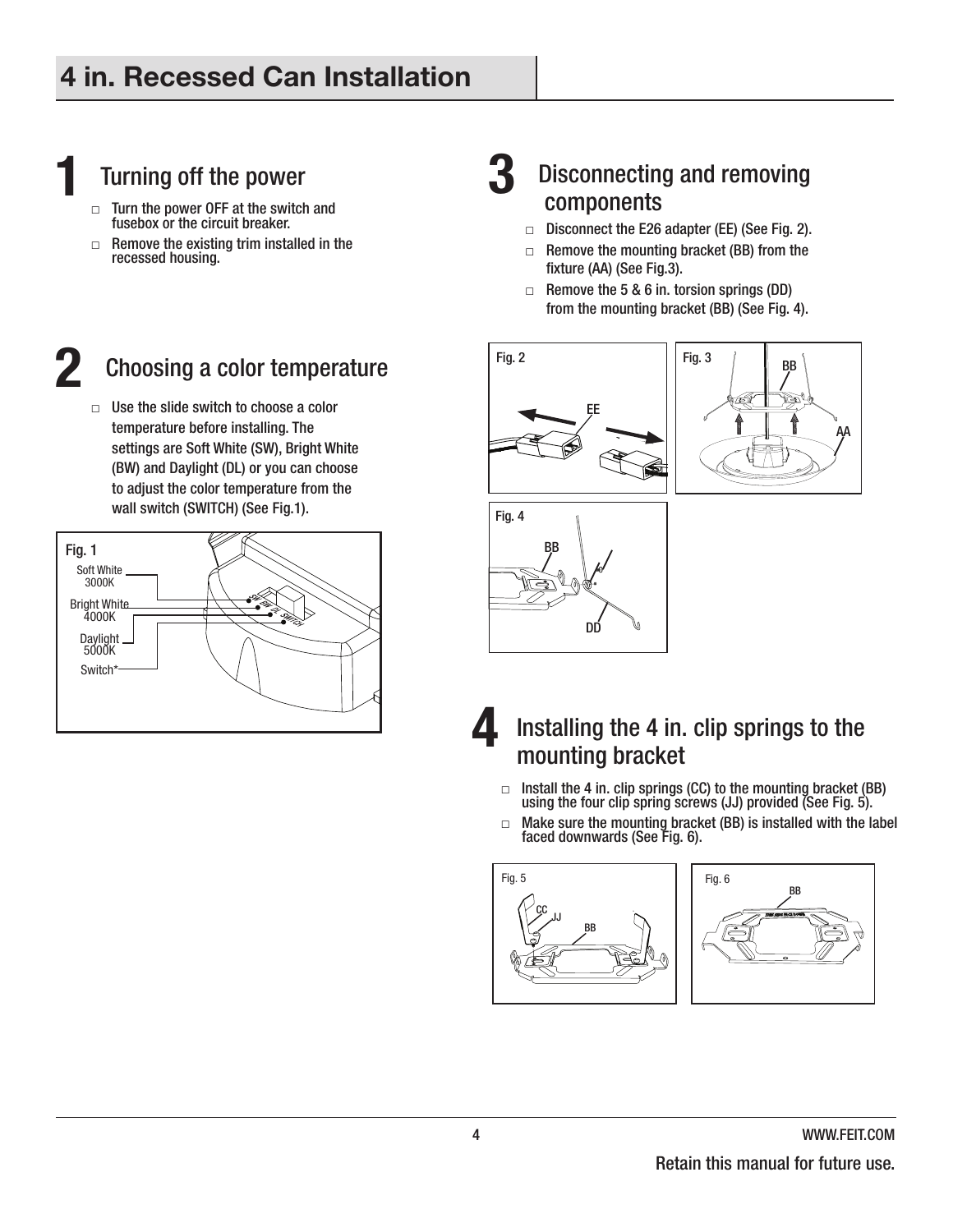# 4 in. Recessed Can Installation

## 1 Turning off the power

- □ Turn the power OFF at the switch and fusebox or the circuit breaker.
- □ Remove the existing trim installed in the recessed housing.

## 2 Choosing a color temperature

- □ Use the slide switch to choose a color temperature before installing. The settings are Soft White (SW), Bright White (BW) and Daylight (DL) or you can choose to adjust the color temperature from the wall switch (SWITCH) (See Fig.1).

Fig. 1

Soft White 3000K
Bright White 4000K
Daylight 5000K
Switch*

## 3 Disconnecting and removing components

- □ Disconnect the E26 adapter (EE) (See Fig. 2).
- □ Remove the mounting bracket (BB) from the fixture (AA) (See Fig.3).
- □ Remove the 5 & 6 in. torsion springs (DD) from the mounting bracket (BB) (See Fig. 4).

Fig. 2 EE

Fig. 3 BB AA

Fig. 4 BB DD

## 4 Installing the 4 in. clip springs to the mounting bracket

- □ Install the 4 in. clip springs (CC) to the mounting bracket (BB) using the four clip spring screws (JJ) provided (See Fig. 5).
- □ Make sure the mounting bracket (BB) is installed with the label faced downwards (See Fig. 6).

Fig. 5 CC JJ BB

Fig. 6 BB

Retain this manual for future use.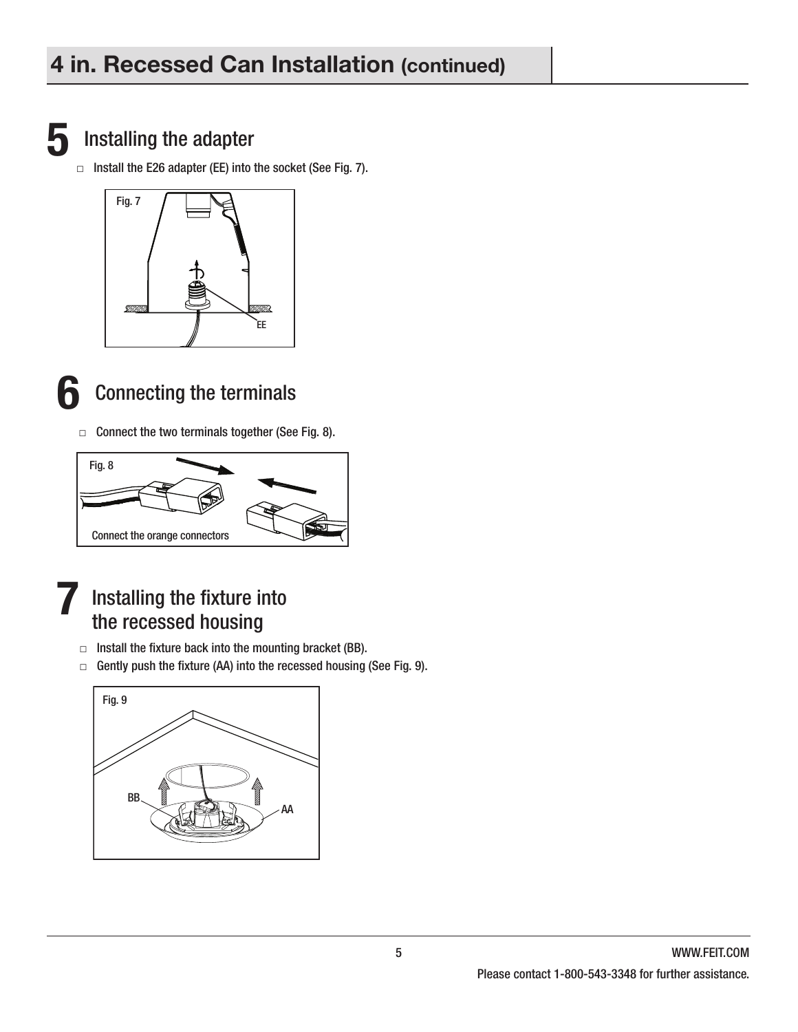# 4 in. Recessed Can Installation (continued)

## 5 Installing the adapter

- □ Install the E26 adapter (EE) into the socket (See Fig. 7).

Fig. 7

EE

## 6 Connecting the terminals

- □ Connect the two terminals together (See Fig. 8).

Fig. 8

Connect the orange connectors

## 7 Installing the fixture into the recessed housing

- □ Install the fixture back into the mounting bracket (BB).
- □ Gently push the fixture (AA) into the recessed housing (See Fig. 9).

Fig. 9

BB

AA

WWW.FEIT.COM

Please contact 1-800-543-3348 for further assistance.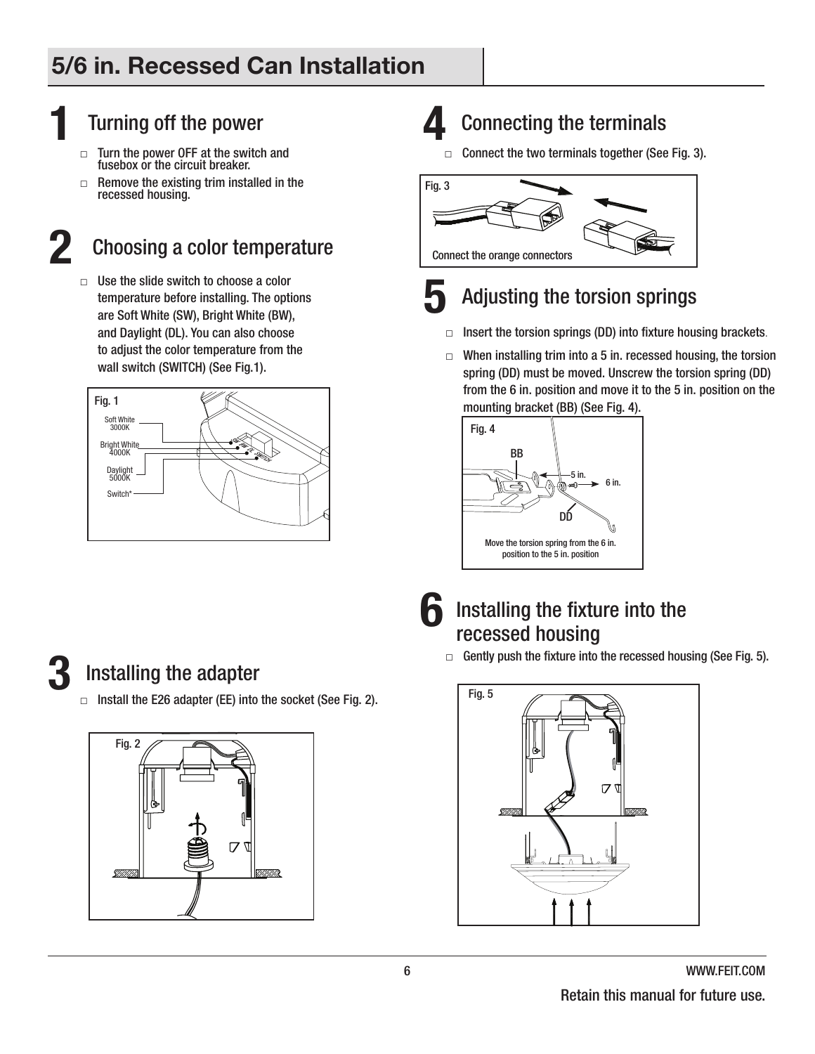# 5/6 in. Recessed Can Installation

## 1 Turning off the power

- □ Turn the power OFF at the switch and fusebox or the circuit breaker.
- □ Remove the existing trim installed in the recessed housing.

## 2 Choosing a color temperature

- □ Use the slide switch to choose a color temperature before installing. The options are Soft White (SW), Bright White (BW), and Daylight (DL). You can also choose to adjust the color temperature from the wall switch (SWITCH) (See Fig.1).

Fig. 1

Soft White 3000K
Bright White 4000K
Daylight 5000K
Switch*

## 3 Installing the adapter

- □ Install the E26 adapter (EE) into the socket (See Fig. 2).

Fig. 2

## 4 Connecting the terminals

- □ Connect the two terminals together (See Fig. 3).

Fig. 3

Connect the orange connectors

## 5 Adjusting the torsion springs

- □ Insert the torsion springs (DD) into fixture housing brackets.
- □ When installing trim into a 5 in. recessed housing, the torsion spring (DD) must be moved. Unscrew the torsion spring (DD) from the 6 in. position and move it to the 5 in. position on the mounting bracket (BB) (See Fig. 4).

Fig. 4

BB
5 in.
6 in.
DD

Move the torsion spring from the 6 in. position to the 5 in. position

## 6 Installing the fixture into the recessed housing

- □ Gently push the fixture into the recessed housing (See Fig. 5).

Fig. 5

Retain this manual for future use.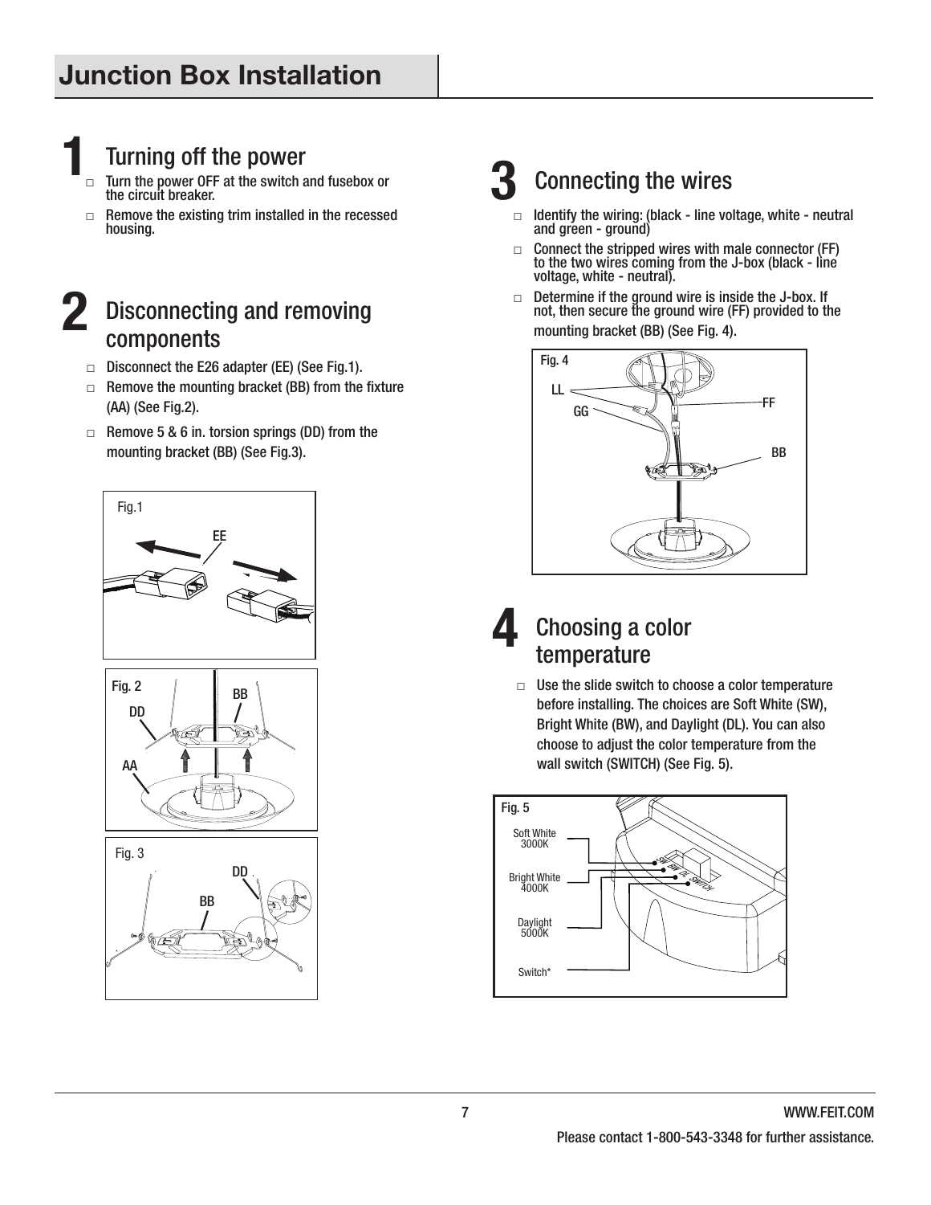# Junction Box Installation

## 1 Turning off the power

- ☐ Turn the power OFF at the switch and fusebox or the circuit breaker.
- ☐ Remove the existing trim installed in the recessed housing.

## 2 Disconnecting and removing components

- ☐ Disconnect the E26 adapter (EE) (See Fig.1).
- ☐ Remove the mounting bracket (BB) from the fixture (AA) (See Fig.2).
- ☐ Remove 5 & 6 in. torsion springs (DD) from the mounting bracket (BB) (See Fig.3).

Fig.1

EE

Fig. 2

BB

DD

AA

Fig. 3

DD

BB

## 3 Connecting the wires

- ☐ Identify the wiring: (black - line voltage, white - neutral and green - ground)
- ☐ Connect the stripped wires with male connector (FF) to the two wires coming from the J-box (black - line voltage, white - neutral).
- ☐ Determine if the ground wire is inside the J-box. If not, then secure the ground wire (FF) provided to the mounting bracket (BB) (See Fig. 4).

Fig. 4

LL

GG

FF

BB

## 4 Choosing a color temperature

- ☐ Use the slide switch to choose a color temperature before installing. The choices are Soft White (SW), Bright White (BW), and Daylight (DL). You can also choose to adjust the color temperature from the wall switch (SWITCH) (See Fig. 5).

Fig. 5

Soft White 3000K

Bright White 4000K

Daylight 5000K

Switch*

Please contact 1-800-543-3348 for further assistance.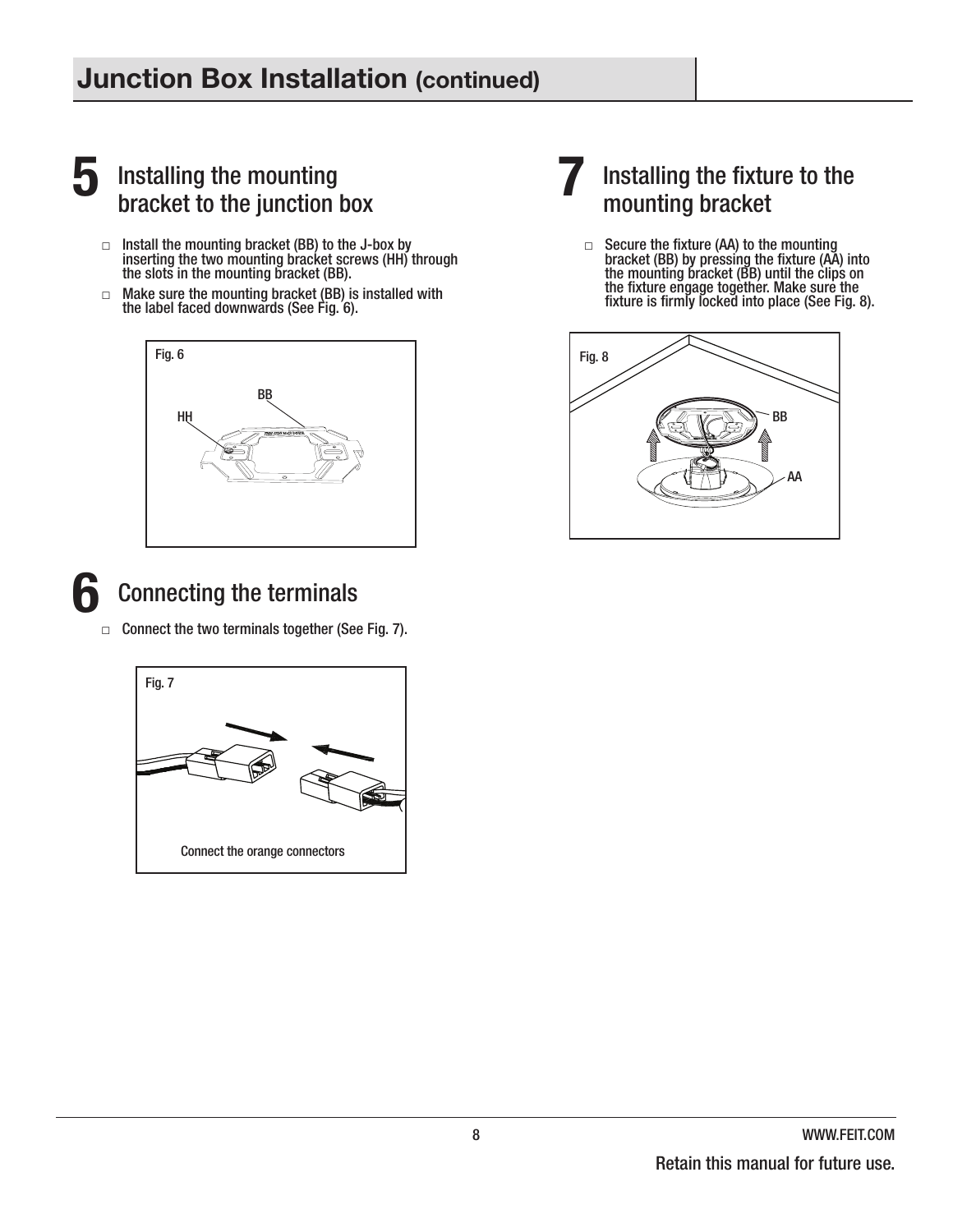## Junction Box Installation (continued)

### 5 Installing the mounting bracket to the junction box

- □ Install the mounting bracket (BB) to the J-box by inserting the two mounting bracket screws (HH) through the slots in the mounting bracket (BB).
- □ Make sure the mounting bracket (BB) is installed with the label faced downwards (See Fig. 6).

Fig. 6

### 6 Connecting the terminals

- □ Connect the two terminals together (See Fig. 7).

Fig. 7

Connect the orange connectors

### 7 Installing the fixture to the mounting bracket

- □ Secure the fixture (AA) to the mounting bracket (BB) by pressing the fixture (AA) into the mounting bracket (BB) until the clips on the fixture engage together. Make sure the fixture is firmly locked into place (See Fig. 8).

Fig. 8

Retain this manual for future use.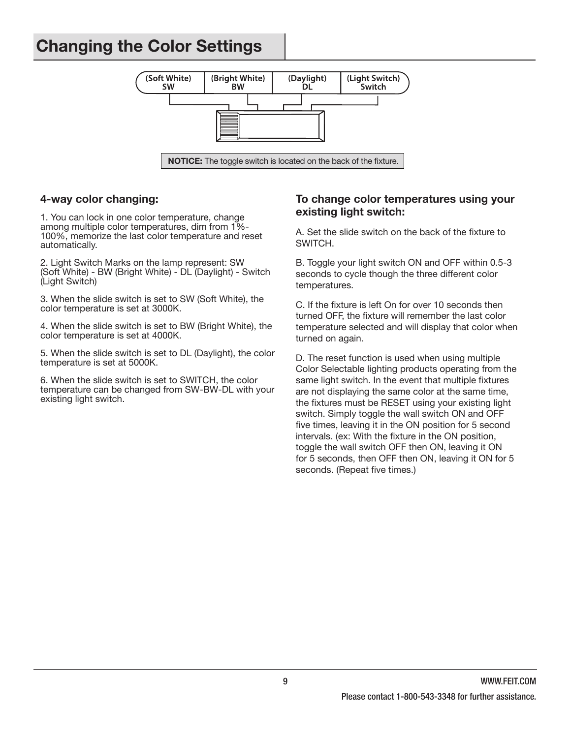# Changing the Color Settings

(Soft White) SW
(Bright White) BW
(Daylight) DL
(Light Switch) Switch

**NOTICE:** The toggle switch is located on the back of the fixture.

### 4-way color changing:

1. You can lock in one color temperature, change among multiple color temperatures, dim from 1%-100%, memorize the last color temperature and reset automatically.

2. Light Switch Marks on the lamp represent: SW (Soft White) - BW (Bright White) - DL (Daylight) - Switch (Light Switch)

3. When the slide switch is set to SW (Soft White), the color temperature is set at 3000K.

4. When the slide switch is set to BW (Bright White), the color temperature is set at 4000K.

5. When the slide switch is set to DL (Daylight), the color temperature is set at 5000K.

6. When the slide switch is set to SWITCH, the color temperature can be changed from SW-BW-DL with your existing light switch.

### To change color temperatures using your existing light switch:

A. Set the slide switch on the back of the fixture to SWITCH.

B. Toggle your light switch ON and OFF within 0.5-3 seconds to cycle though the three different color temperatures.

C. If the fixture is left On for over 10 seconds then turned OFF, the fixture will remember the last color temperature selected and will display that color when turned on again.

D. The reset function is used when using multiple Color Selectable lighting products operating from the same light switch. In the event that multiple fixtures are not displaying the same color at the same time, the fixtures must be RESET using your existing light switch. Simply toggle the wall switch ON and OFF five times, leaving it in the ON position for 5 second intervals. (ex: With the fixture in the ON position, toggle the wall switch OFF then ON, leaving it ON for 5 seconds, then OFF then ON, leaving it ON for 5 seconds. (Repeat five times.)

WWW.FEIT.COM

Please contact 1-800-543-3348 for further assistance.